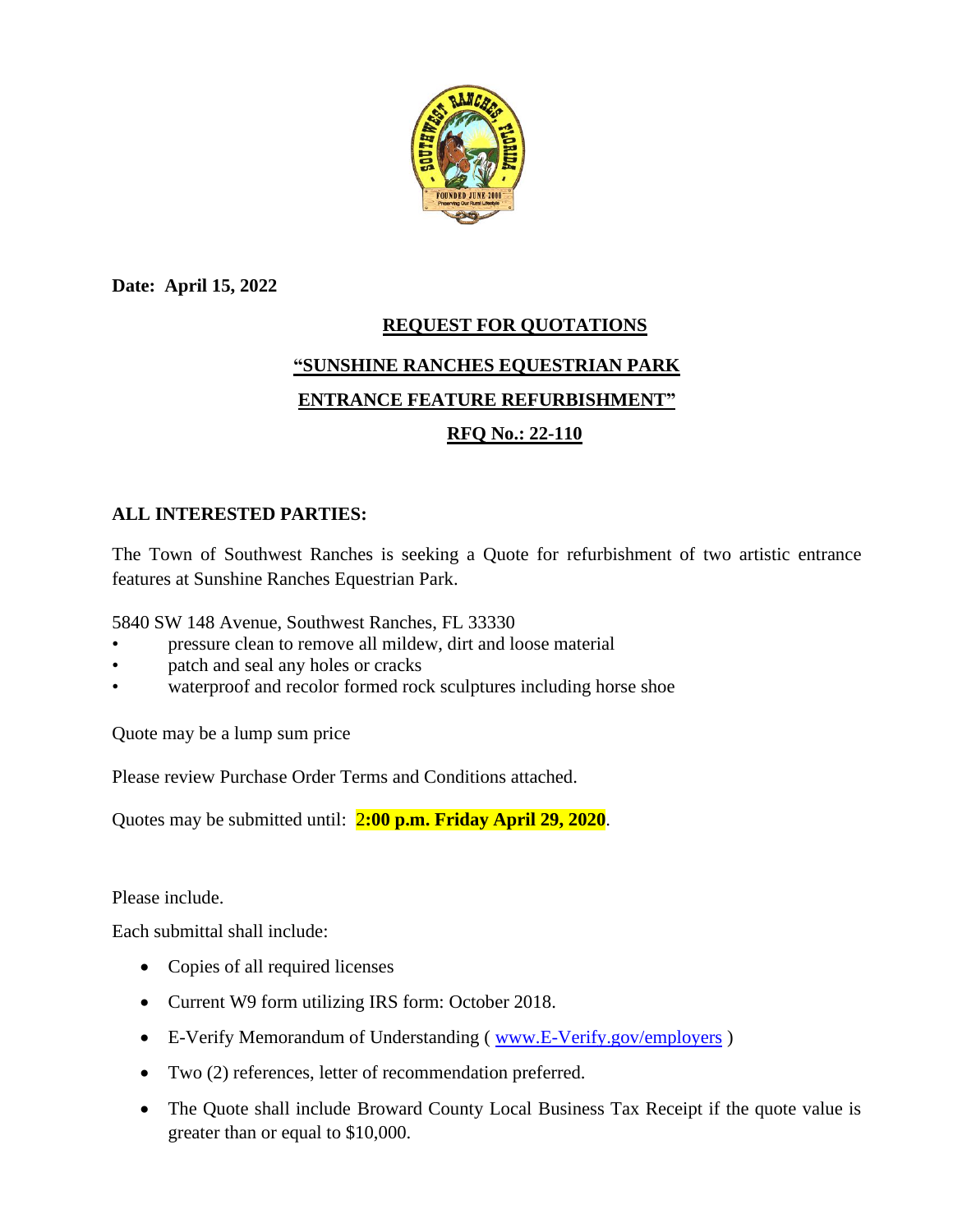**Date: April 15, 2022**

## REQUEST FOR QUOTATIONS

## "SUNSHINE RANCHES EQUESTRIAN PARK ENTRANCE FEATURE REFURBISHMENT"

## RFQ No.: 22-110

**ALL INTERESTED PARTIES:**

The Town of Southwest Ranches is seeking a Quote for refurbishment of two artistic entrance features at Sunshine Ranches Equestrian Park.

5840 SW 148 Avenue, Southwest Ranches, FL 33330

- pressure clean to remove all mildew, dirt and loose material
- patch and seal any holes or cracks
- waterproof and recolor formed rock sculptures including horse shoe

Quote may be a lump sum price

Please review Purchase Order Terms and Conditions attached.

Quotes may be submitted until: **2:00 p.m. Friday April 29, 2020**.

Please include.

Each submittal shall include:

- Copies of all required licenses
- Current W9 form utilizing IRS form: October 2018.
- E-Verify Memorandum of Understanding ( www.E-Verify.gov/employers )
- Two (2) references, letter of recommendation preferred.
- The Quote shall include Broward County Local Business Tax Receipt if the quote value is greater than or equal to $10,000.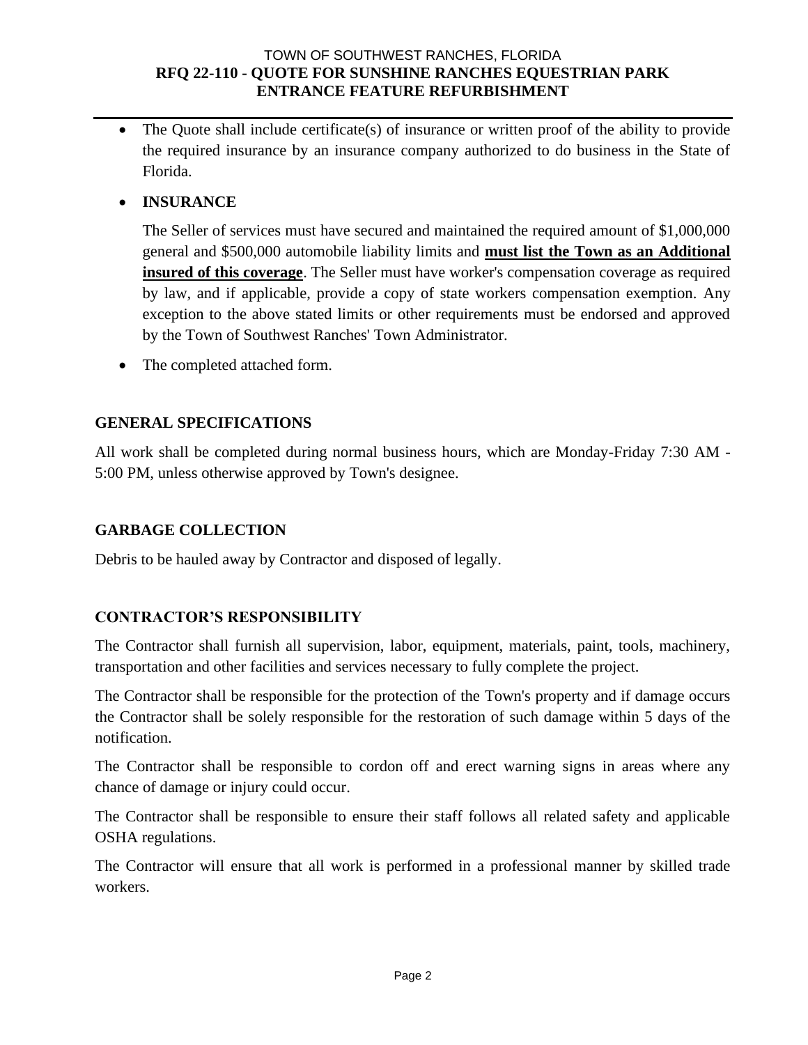- The Quote shall include certificate(s) of insurance or written proof of the ability to provide the required insurance by an insurance company authorized to do business in the State of Florida.

- **INSURANCE**

  The Seller of services must have secured and maintained the required amount of $1,000,000 general and $500,000 automobile liability limits and **must list the Town as an Additional insured of this coverage**. The Seller must have worker's compensation coverage as required by law, and if applicable, provide a copy of state workers compensation exemption. Any exception to the above stated limits or other requirements must be endorsed and approved by the Town of Southwest Ranches' Town Administrator.

- The completed attached form.

## GENERAL SPECIFICATIONS

All work shall be completed during normal business hours, which are Monday-Friday 7:30 AM - 5:00 PM, unless otherwise approved by Town's designee.

## GARBAGE COLLECTION

Debris to be hauled away by Contractor and disposed of legally.

## CONTRACTOR'S RESPONSIBILITY

The Contractor shall furnish all supervision, labor, equipment, materials, paint, tools, machinery, transportation and other facilities and services necessary to fully complete the project.

The Contractor shall be responsible for the protection of the Town's property and if damage occurs the Contractor shall be solely responsible for the restoration of such damage within 5 days of the notification.

The Contractor shall be responsible to cordon off and erect warning signs in areas where any chance of damage or injury could occur.

The Contractor shall be responsible to ensure their staff follows all related safety and applicable OSHA regulations.

The Contractor will ensure that all work is performed in a professional manner by skilled trade workers.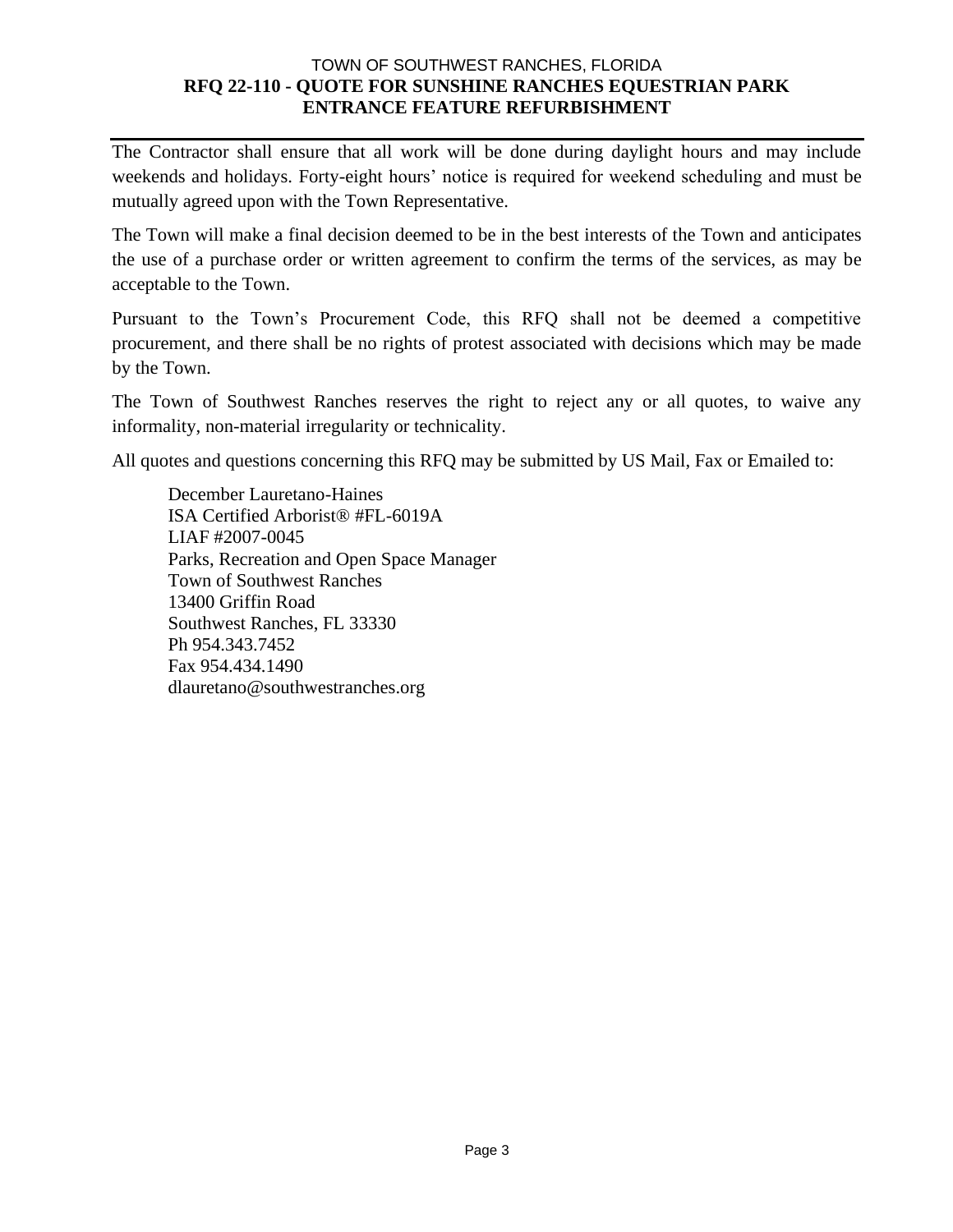The Contractor shall ensure that all work will be done during daylight hours and may include weekends and holidays. Forty-eight hours' notice is required for weekend scheduling and must be mutually agreed upon with the Town Representative.

The Town will make a final decision deemed to be in the best interests of the Town and anticipates the use of a purchase order or written agreement to confirm the terms of the services, as may be acceptable to the Town.

Pursuant to the Town's Procurement Code, this RFQ shall not be deemed a competitive procurement, and there shall be no rights of protest associated with decisions which may be made by the Town.

The Town of Southwest Ranches reserves the right to reject any or all quotes, to waive any informality, non-material irregularity or technicality.

All quotes and questions concerning this RFQ may be submitted by US Mail, Fax or Emailed to:

December Lauretano-Haines  
ISA Certified Arborist® #FL-6019A  
LIAF #2007-0045  
Parks, Recreation and Open Space Manager  
Town of Southwest Ranches  
13400 Griffin Road  
Southwest Ranches, FL 33330  
Ph 954.343.7452  
Fax 954.434.1490  
dlauretano@southwestranches.org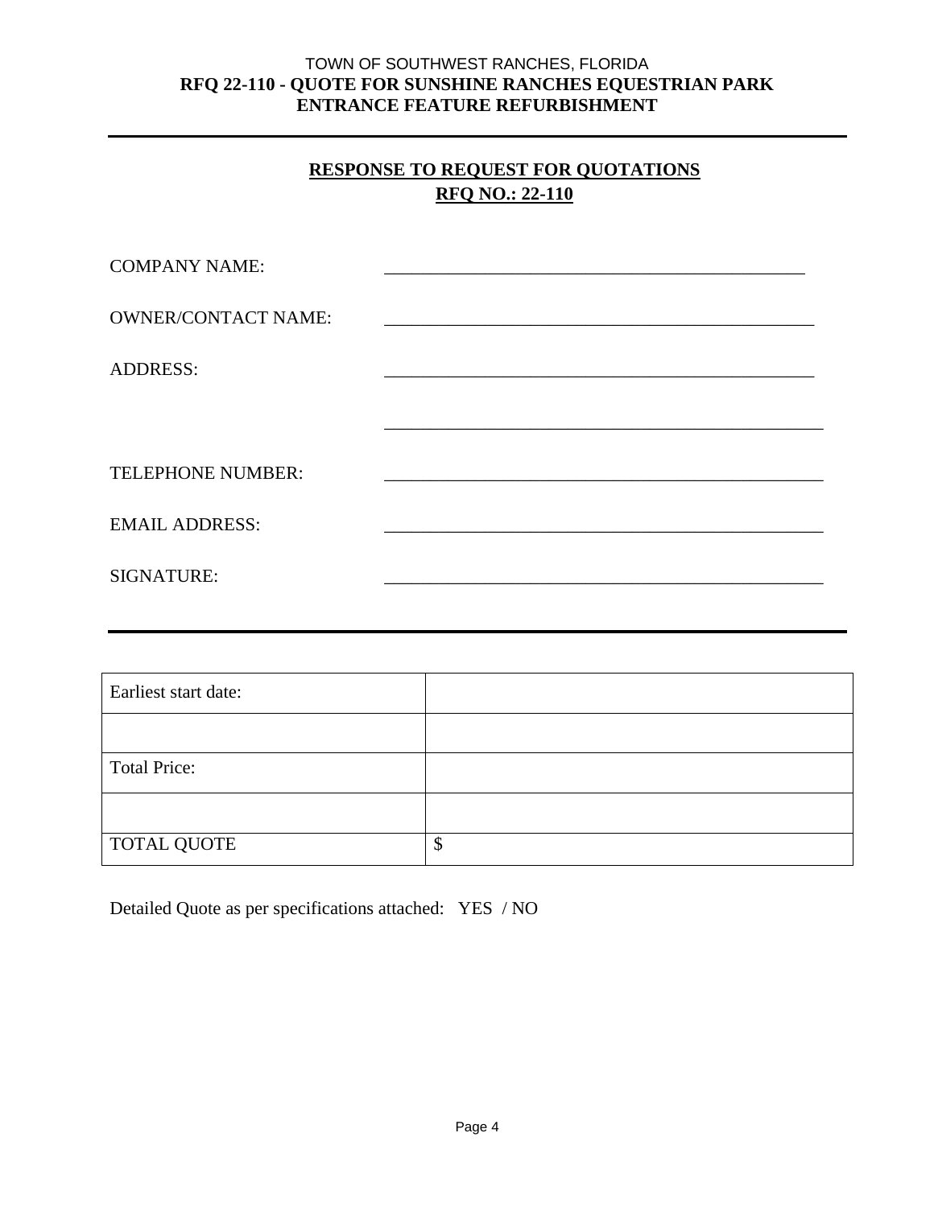TOWN OF SOUTHWEST RANCHES, FLORIDA
**RFQ 22-110 - QUOTE FOR SUNSHINE RANCHES EQUESTRIAN PARK ENTRANCE FEATURE REFURBISHMENT**

---

## RESPONSE TO REQUEST FOR QUOTATIONS
## RFQ NO.: 22-110

COMPANY NAME: ______________________________________________

OWNER/CONTACT NAME: ______________________________________________

ADDRESS: ______________________________________________

______________________________________________

TELEPHONE NUMBER: ______________________________________________

EMAIL ADDRESS: ______________________________________________

SIGNATURE: ______________________________________________

---

| | |
|---|---|
| Earliest start date: | |
| | |
| Total Price: | |
| | |
| TOTAL QUOTE | $ |

Detailed Quote as per specifications attached: YES / NO